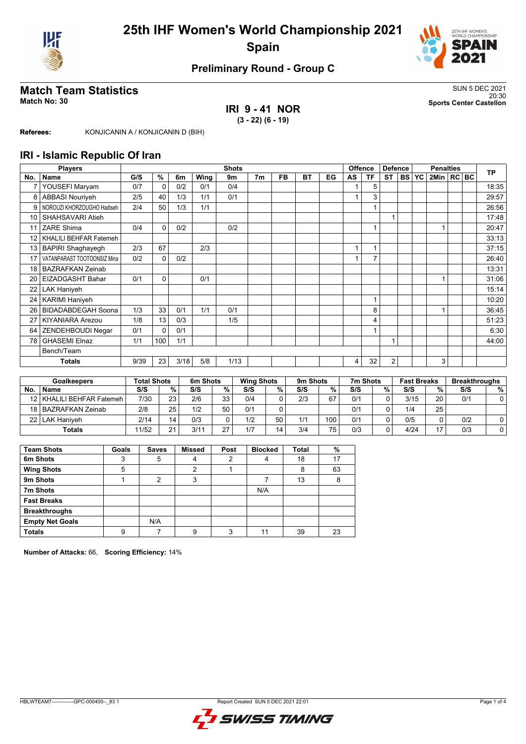# 25th IHF Women's World Championship 2021

## Spain

### Preliminary Round - Group C

## Match Team Statistics

**Match No: 30**

SUN 5 DEC 2021
20:30
**Sports Center Castellon**

**IRI 9 - 41 NOR**
**(3 - 22) (6 - 19)**

**Referees:** KONJICANIN A / KONJICANIN D (BIH)

## IRI - Islamic Republic Of Iran

| Players | | Shots | | | | | | | | | Offence | | Defence | | | Penalties | | | TP |
|---|---|---|---|---|---|---|---|---|---|---|---|---|---|---|---|---|---|---|---|
| No. | Name | G/S | % | 6m | Wing | 9m | 7m | FB | BT | EG | AS | TF | ST | BS | YC | 2Min | RC | BC | |
| 7 | YOUSEFI Maryam | 0/7 | 0 | 0/2 | 0/1 | 0/4 | | | | | 1 | 5 | | | | | | | 18:35 |
| 8 | ABBASI Nouriyeh | 2/5 | 40 | 1/3 | 1/1 | 0/1 | | | | | 1 | 3 | | | | | | | 29:57 |
| 9 | NOROUZI KHORZOUGHO Hadiseh | 2/4 | 50 | 1/3 | 1/1 | | | | | | | 1 | | | | | | | 26:56 |
| 10 | SHAHSAVARI Atieh | | | | | | | | | | | | 1 | | | | | | 17:48 |
| 11 | ZARE Shima | 0/4 | 0 | 0/2 | | 0/2 | | | | | | 1 | | | | 1 | | | 20:47 |
| 12 | KHALILI BEHFAR Fatemeh | | | | | | | | | | | | | | | | | | 33:13 |
| 13 | BAPIRI Shaghayegh | 2/3 | 67 | | 2/3 | | | | | | 1 | 1 | | | | | | | 37:15 |
| 17 | VATANPARAST TOOTOONSIZ Mina | 0/2 | 0 | 0/2 | | | | | | | 1 | 7 | | | | | | | 26:40 |
| 18 | BAZRAFKAN Zeinab | | | | | | | | | | | | | | | | | | 13:31 |
| 20 | EIZADGASHT Bahar | 0/1 | 0 | | 0/1 | | | | | | | | | | | 1 | | | 31:06 |
| 22 | LAK Haniyeh | | | | | | | | | | | | | | | | | | 15:14 |
| 24 | KARIMI Haniyeh | | | | | | | | | | | 1 | | | | | | | 10:20 |
| 26 | BIDADABDEGAH Soona | 1/3 | 33 | 0/1 | 1/1 | 0/1 | | | | | | 8 | | | | 1 | | | 36:45 |
| 27 | KIYANIARA Arezou | 1/8 | 13 | 0/3 | | 1/5 | | | | | | 4 | | | | | | | 51:23 |
| 64 | ZENDEHBOUDI Negar | 0/1 | 0 | 0/1 | | | | | | | | 1 | | | | | | | 6:30 |
| 78 | GHASEMI Elnaz | 1/1 | 100 | 1/1 | | | | | | | | | 1 | | | | | | 44:00 |
| | Bench/Team | | | | | | | | | | | | | | | | | | |
| | **Totals** | 9/39 | 23 | 3/18 | 5/8 | 1/13 | | | | | 4 | 32 | 2 | | | 3 | | | |

| Goalkeepers | | Total Shots | | 6m Shots | | Wing Shots | | 9m Shots | | 7m Shots | | Fast Breaks | | Breakthroughs | |
|---|---|---|---|---|---|---|---|---|---|---|---|---|---|---|---|
| No. | Name | S/S | % | S/S | % | S/S | % | S/S | % | S/S | % | S/S | % | S/S | % |
| 12 | KHALILI BEHFAR Fatemeh | 7/30 | 23 | 2/6 | 33 | 0/4 | 0 | 2/3 | 67 | 0/1 | 0 | 3/15 | 20 | 0/1 | 0 |
| 18 | BAZRAFKAN Zeinab | 2/8 | 25 | 1/2 | 50 | 0/1 | 0 | | | 0/1 | 0 | 1/4 | 25 | | |
| 22 | LAK Haniyeh | 2/14 | 14 | 0/3 | 0 | 1/2 | 50 | 1/1 | 100 | 0/1 | 0 | 0/5 | 0 | 0/2 | 0 |
| | **Totals** | 11/52 | 21 | 3/11 | 27 | 1/7 | 14 | 3/4 | 75 | 0/3 | 0 | 4/24 | 17 | 0/3 | 0 |

| Team Shots | Goals | Saves | Missed | Post | Blocked | Total | % |
|---|---|---|---|---|---|---|---|
| 6m Shots | 3 | 5 | 4 | 2 | 4 | 18 | 17 |
| Wing Shots | 5 | | 2 | 1 | | 8 | 63 |
| 9m Shots | 1 | 2 | 3 | | 7 | 13 | 8 |
| 7m Shots | | | | | N/A | | |
| Fast Breaks | | | | | | | |
| Breakthroughs | | | | | | | |
| Empty Net Goals | | N/A | | | | | |
| Totals | 9 | 7 | 9 | 3 | 11 | 39 | 23 |

**Number of Attacks:** 66, **Scoring Efficiency:** 14%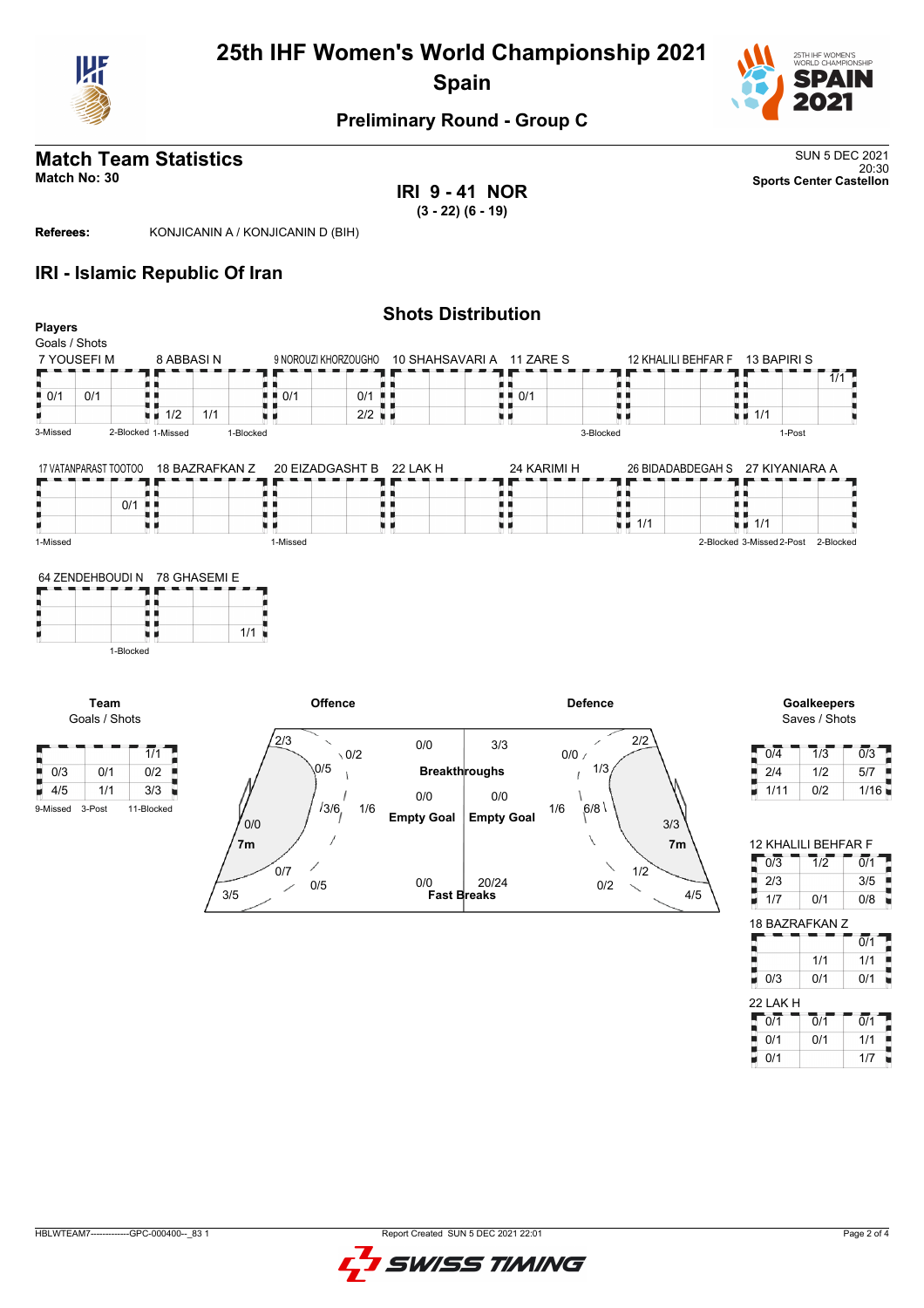# 25th IHF Women's World Championship 2021

## Spain

### Preliminary Round - Group C

## Match Team Statistics

**Match No: 30**

SUN 5 DEC 2021
20:30
**Sports Center Castellon**

**IRI 9 - 41 NOR**
**(3 - 22) (6 - 19)**

**Referees:** KONJICANIN A / KONJICANIN D (BIH)

## IRI - Islamic Republic Of Iran

### Shots Distribution

**Players**
Goals / Shots

**7 YOUSEFI M**

| | | |
|---|---|---|
| | | |
| 0/1 | 0/1 | |
| | | |

3-Missed

**8 ABBASI N**

| | | |
|---|---|---|
| | | |
| | | |
| 1/2 | 1/1 | |

2-Blocked 1-Missed

**9 NOROUZI KHORZOUGHO**

| | | |
|---|---|---|
| | | |
| 0/1 | | 0/1 |
| | | 2/2 |

1-Blocked

**10 SHAHSAVARI A**

| | | |
|---|---|---|
| | | |
| | | |
| | | |

**11 ZARE S**

| | | |
|---|---|---|
| | | |
| 0/1 | | |
| | | |

**12 KHALILI BEHFAR F**

| | | |
|---|---|---|
| | | |
| | | |
| | | |

3-Blocked

**13 BAPIRI S**

| | | |
|---|---|---|
| | | 1/1 |
| | | |
| 1/1 | | |

1-Post

**17 VATANPARAST TOOTOO**

| | | |
|---|---|---|
| | | |
| | 0/1 | |
| | | |

1-Missed

**18 BAZRAFKAN Z**

| | | |
|---|---|---|
| | | |
| | | |
| | | |

**20 EIZADGASHT B**

| | | |
|---|---|---|
| | | |
| | | |
| | | |

1-Missed

**22 LAK H**

| | | |
|---|---|---|
| | | |
| | | |
| | | |

**24 KARIMI H**

| | | |
|---|---|---|
| | | |
| | | |
| | | |

**26 BIDADABDEGAH S**

| | | |
|---|---|---|
| | | |
| | | |
| 1/1 | | |

2-Blocked 3-Missed

**27 KIYANIARA A**

| | | |
|---|---|---|
| | | |
| | | |
| 1/1 | | |

2-Post 2-Blocked

**64 ZENDEHBOUDI N**

| | | |
|---|---|---|
| | | |
| | | |
| | | |

1-Blocked

**78 GHASEMI E**

| | | |
|---|---|---|
| | | |
| | | |
| | | 1/1 |

**Team**
Goals / Shots

| | | |
|---|---|---|
| | | 1/1 |
| 0/3 | 0/1 | 0/2 |
| 4/5 | 1/1 | 3/3 |

9-Missed 3-Post 11-Blocked

**Offence**

| Area | Goals / Shots |
|---|---|
| Left wing | 2/3 |
| Left 9m | 0/5 |
| Centre 9m | 0/2 |
| Left 6m | 3/6 |
| Centre 6m | 1/6 |
| Left 7m area | 0/0 |
| 7m | 0/7 |
| Left back | 3/5 |
| Right back | 0/5 |
| Breakthroughs | 0/0 |
| Empty Goal | 0/0 |
| Fast Breaks | 0/0 |

**Defence**

| Area | Goals / Shots |
|---|---|
| Breakthroughs | 3/3 |
| Empty Goal | 0/0 |
| Fast Breaks | 20/24 |
| Centre 9m | 0/0 |
| Right wing | 2/2 |
| Right 9m | 1/3 |
| Centre 6m | 1/6 |
| Right 6m | 6/8 |
| Right 7m area | 3/3 |
| 7m | 1/2 |
| Left back | 0/2 |
| Right back | 4/5 |

**Goalkeepers**
Saves / Shots

| | | |
|---|---|---|
| 0/4 | 1/3 | 0/3 |
| 2/4 | 1/2 | 5/7 |
| 1/11 | 0/2 | 1/16 |

**12 KHALILI BEHFAR F**

| | | |
|---|---|---|
| 0/3 | 1/2 | 0/1 |
| 2/3 | | 3/5 |
| 1/7 | 0/1 | 0/8 |

**18 BAZRAFKAN Z**

| | | |
|---|---|---|
| | | 0/1 |
| | 1/1 | 1/1 |
| 0/3 | 0/1 | 0/1 |

**22 LAK H**

| | | |
|---|---|---|
| 0/1 | 0/1 | 0/1 |
| 0/1 | 0/1 | 1/1 |
| 0/1 | | 1/7 |

HBLWTEAM7--------------GPC-000400--_83 1 Report Created SUN 5 DEC 2021 22:01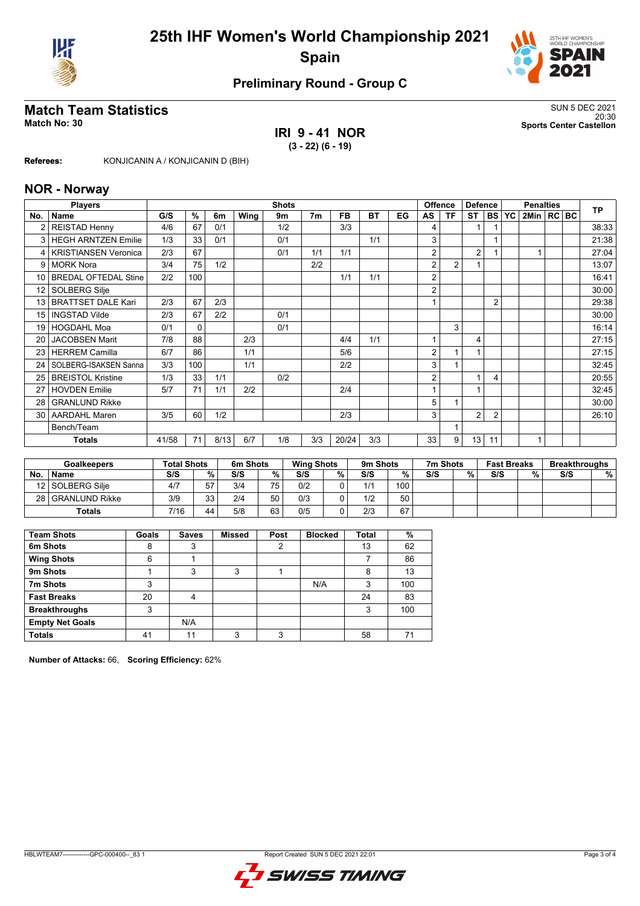# 25th IHF Women's World Championship 2021
## Spain

### Preliminary Round - Group C

## Match Team Statistics

**Match No: 30**

SUN 5 DEC 2021
20:30
**Sports Center Castellon**

### IRI 9 - 41 NOR
**(3 - 22) (6 - 19)**

**Referees:** KONJICANIN A / KONJICANIN D (BIH)

## NOR - Norway

| No. | Name | G/S | % | 6m | Wing | 9m | 7m | FB | BT | EG | AS | TF | ST | BS | YC | 2Min | RC | BC | TP |
|---|---|---|---|---|---|---|---|---|---|---|---|---|---|---|---|---|---|---|---|
| 2 | REISTAD Henny | 4/6 | 67 | 0/1 | | 1/2 | | 3/3 | | | 4 | | 1 | 1 | | | | | 38:33 |
| 3 | HEGH ARNTZEN Emilie | 1/3 | 33 | 0/1 | | 0/1 | | | 1/1 | | 3 | | | 1 | | | | | 21:38 |
| 4 | KRISTIANSEN Veronica | 2/3 | 67 | | | 0/1 | 1/1 | 1/1 | | | 2 | | 2 | 1 | | 1 | | | 27:04 |
| 9 | MORK Nora | 3/4 | 75 | 1/2 | | | 2/2 | | | | 2 | 2 | 1 | | | | | | 13:07 |
| 10 | BREDAL OFTEDAL Stine | 2/2 | 100 | | | | | 1/1 | 1/1 | | 2 | | | | | | | | 16:41 |
| 12 | SOLBERG Silje | | | | | | | | | | 2 | | | | | | | | 30:00 |
| 13 | BRATTSET DALE Kari | 2/3 | 67 | 2/3 | | | | | | | 1 | | | 2 | | | | | 29:38 |
| 15 | INGSTAD Vilde | 2/3 | 67 | 2/2 | | 0/1 | | | | | | | | | | | | | 30:00 |
| 19 | HOGDAHL Moa | 0/1 | 0 | | | 0/1 | | | | | | 3 | | | | | | | 16:14 |
| 20 | JACOBSEN Marit | 7/8 | 88 | | 2/3 | | | 4/4 | 1/1 | | 1 | | 4 | | | | | | 27:15 |
| 23 | HERREM Camilla | 6/7 | 86 | | 1/1 | | | 5/6 | | | 2 | 1 | 1 | | | | | | 27:15 |
| 24 | SOLBERG-ISAKSEN Sanna | 3/3 | 100 | | 1/1 | | | 2/2 | | | 3 | 1 | | | | | | | 32:45 |
| 25 | BREISTOL Kristine | 1/3 | 33 | 1/1 | | 0/2 | | | | | 2 | | 1 | 4 | | | | | 20:55 |
| 27 | HOVDEN Emilie | 5/7 | 71 | 1/1 | 2/2 | | | 2/4 | | | 1 | | 1 | | | | | | 32:45 |
| 28 | GRANLUND Rikke | | | | | | | | | | 5 | 1 | | | | | | | 30:00 |
| 30 | AARDAHL Maren | 3/5 | 60 | 1/2 | | | | 2/3 | | | 3 | | 2 | 2 | | | | | 26:10 |
| | Bench/Team | | | | | | | | | | | 1 | | | | | | | |
| | **Totals** | 41/58 | 71 | 8/13 | 6/7 | 1/8 | 3/3 | 20/24 | 3/3 | | 33 | 9 | 13 | 11 | | 1 | | | |

| No. | Goalkeepers | Total Shots S/S | % | 6m Shots S/S | % | Wing Shots S/S | % | 9m Shots S/S | % | 7m Shots S/S | % | Fast Breaks S/S | % | Breakthroughs S/S | % |
|---|---|---|---|---|---|---|---|---|---|---|---|---|---|---|---|
| 12 | SOLBERG Silje | 4/7 | 57 | 3/4 | 75 | 0/2 | 0 | 1/1 | 100 | | | | | | |
| 28 | GRANLUND Rikke | 3/9 | 33 | 2/4 | 50 | 0/3 | 0 | 1/2 | 50 | | | | | | |
| | **Totals** | 7/16 | 44 | 5/8 | 63 | 0/5 | 0 | 2/3 | 67 | | | | | | |

| Team Shots | Goals | Saves | Missed | Post | Blocked | Total | % |
|---|---|---|---|---|---|---|---|
| 6m Shots | 8 | 3 | | 2 | | 13 | 62 |
| Wing Shots | 6 | 1 | | | | 7 | 86 |
| 9m Shots | 1 | 3 | 3 | 1 | | 8 | 13 |
| 7m Shots | 3 | | | | N/A | 3 | 100 |
| Fast Breaks | 20 | 4 | | | | 24 | 83 |
| Breakthroughs | 3 | | | | | 3 | 100 |
| Empty Net Goals | | N/A | | | | | |
| Totals | 41 | 11 | 3 | 3 | | 58 | 71 |

**Number of Attacks:** 66, **Scoring Efficiency:** 62%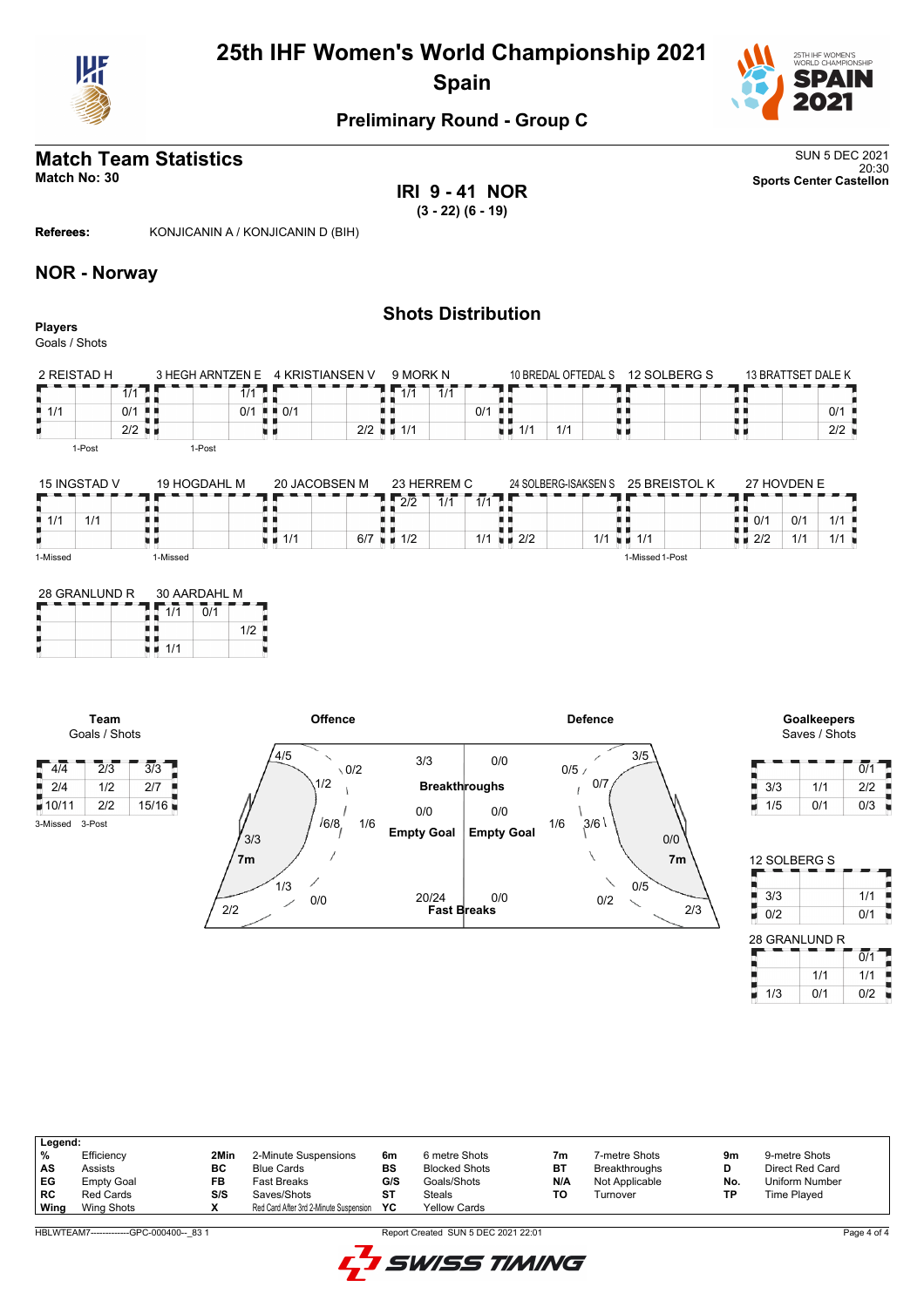# 25th IHF Women's World Championship 2021
## Spain

### Preliminary Round - Group C

## Match Team Statistics

**Match No: 30**

SUN 5 DEC 2021
20:30
**Sports Center Castellon**

**IRI 9 - 41 NOR**
**(3 - 22) (6 - 19)**

**Referees:** KONJICANIN A / KONJICANIN D (BIH)

## NOR - Norway

### Shots Distribution

**Players**
Goals / Shots

2 REISTAD H
| | | |
|---|---|---|
| | | 1/1 |
| 1/1 | | 0/1 |
| | | 2/2 |

1-Post

3 HEGH ARNTZEN E
| | | |
|---|---|---|
| | | 1/1 |
| | | 0/1 |
| | | |

1-Post

4 KRISTIANSEN V
| | | |
|---|---|---|
| | | |
| 0/1 | | |
| | | 2/2 |

9 MORK N
| | | |
|---|---|---|
| 1/1 | 1/1 | |
| | | 0/1 |
| 1/1 | | |

10 BREDAL OFTEDAL S
| | | |
|---|---|---|
| | | |
| | | |
| 1/1 | 1/1 | |

12 SOLBERG S
| | | |
|---|---|---|
| | | |
| | | |
| | | |

13 BRATTSET DALE K
| | | |
|---|---|---|
| | | |
| | | 0/1 |
| | | 2/2 |

15 INGSTAD V
| | | |
|---|---|---|
| | | |
| 1/1 | 1/1 | |
| | | |

1-Missed

19 HOGDAHL M
| | | |
|---|---|---|
| | | |
| | | |
| | | |

1-Missed

20 JACOBSEN M
| | | |
|---|---|---|
| | | |
| | | |
| 1/1 | | 6/7 |

23 HERREM C
| | | |
|---|---|---|
| 2/2 | 1/1 | 1/1 |
| | | |
| 1/2 | | 1/1 |

24 SOLBERG-ISAKSEN S
| | | |
|---|---|---|
| | | |
| | | |
| 2/2 | | 1/1 |

25 BREISTOL K
| | | |
|---|---|---|
| | | |
| | | |
| 1/1 | | |

1-Missed 1-Post

27 HOVDEN E
| | | |
|---|---|---|
| | | |
| 0/1 | 0/1 | 1/1 |
| 2/2 | 1/1 | 1/1 |

28 GRANLUND R
| | | |
|---|---|---|
| | | |
| | | |
| | | |

30 AARDAHL M
| | | |
|---|---|---|
| 1/1 | 0/1 | |
| | | 1/2 |
| 1/1 | | |

**Team**
Goals / Shots

| | | |
|---|---|---|
| 4/4 | 2/3 | 3/3 |
| 2/4 | 1/2 | 2/7 |
| 10/11 | 2/2 | 15/16 |

3-Missed 3-Post

**Offence**

4/5
0/2
1/2
3/3
7m
6/8
1/6
1/3
0/0
2/2
3/3 0/0 Breakthroughs
0/0 0/0 Empty Goal Empty Goal
20/24 0/0 Fast Breaks

**Defence**

0/5
3/5
0/7
1/6
3/6
0/0
7m
0/5
0/2
2/3

**Goalkeepers**
Saves / Shots

| | | |
|---|---|---|
| | | 0/1 |
| 3/3 | 1/1 | 2/2 |
| 1/5 | 0/1 | 0/3 |

12 SOLBERG S
| | | |
|---|---|---|
| | | |
| 3/3 | | 1/1 |
| 0/2 | | 0/1 |

28 GRANLUND R
| | | |
|---|---|---|
| | | 0/1 |
| | 1/1 | 1/1 |
| 1/3 | 0/1 | 0/2 |

| Legend: | | | | | | | | | |
|---|---|---|---|---|---|---|---|---|---|
| % | Efficiency | 2Min | 2-Minute Suspensions | 6m | 6 metre Shots | 7m | 7-metre Shots | 9m | 9-metre Shots |
| AS | Assists | BC | Blue Cards | BS | Blocked Shots | BT | Breakthroughs | D | Direct Red Card |
| EG | Empty Goal | FB | Fast Breaks | G/S | Goals/Shots | N/A | Not Applicable | No. | Uniform Number |
| RC | Red Cards | S/S | Saves/Shots | ST | Steals | TO | Turnover | TP | Time Played |
| Wing | Wing Shots | X | Red Card After 3rd 2-Minute Suspension | YC | Yellow Cards | | | | |

HBLWTEAM7--------------GPC-000400--_83 1 Report Created SUN 5 DEC 2021 22:01